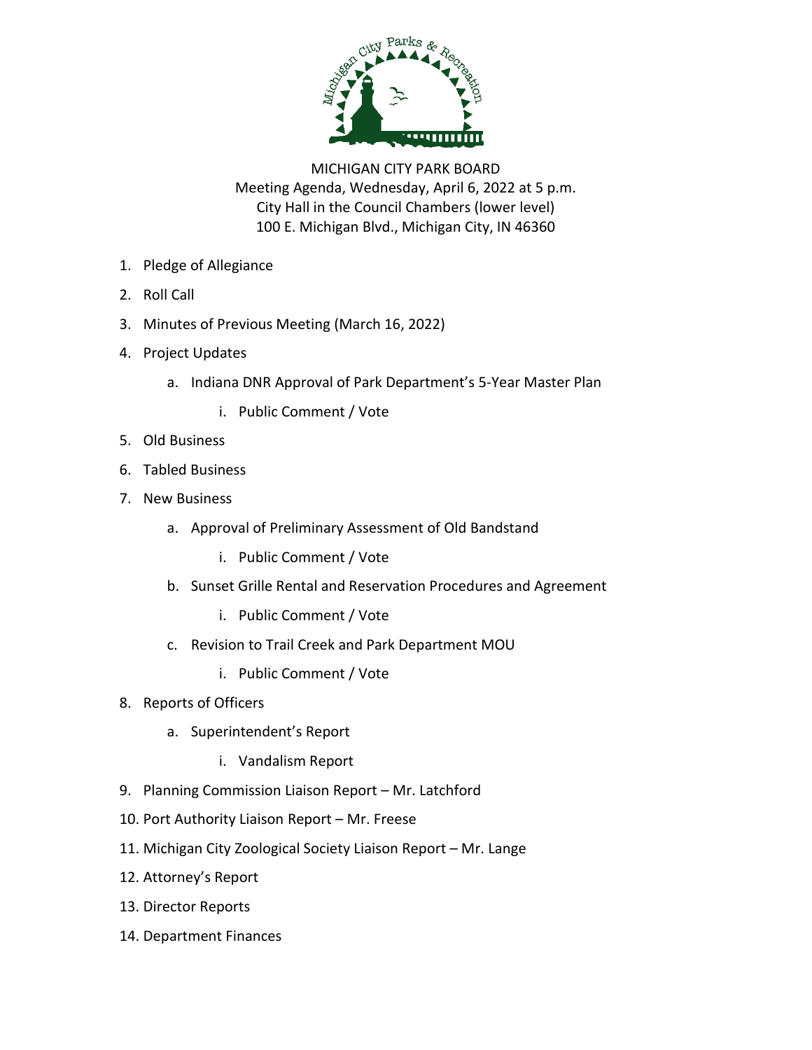MICHIGAN CITY PARK BOARD
Meeting Agenda, Wednesday, April 6, 2022 at 5 p.m.
City Hall in the Council Chambers (lower level)
100 E. Michigan Blvd., Michigan City, IN 46360

1. Pledge of Allegiance
2. Roll Call
3. Minutes of Previous Meeting (March 16, 2022)
4. Project Updates
   a. Indiana DNR Approval of Park Department's 5-Year Master Plan
      i. Public Comment / Vote
5. Old Business
6. Tabled Business
7. New Business
   a. Approval of Preliminary Assessment of Old Bandstand
      i. Public Comment / Vote
   b. Sunset Grille Rental and Reservation Procedures and Agreement
      i. Public Comment / Vote
   c. Revision to Trail Creek and Park Department MOU
      i. Public Comment / Vote
8. Reports of Officers
   a. Superintendent's Report
      i. Vandalism Report
9. Planning Commission Liaison Report – Mr. Latchford
10. Port Authority Liaison Report – Mr. Freese
11. Michigan City Zoological Society Liaison Report – Mr. Lange
12. Attorney's Report
13. Director Reports
14. Department Finances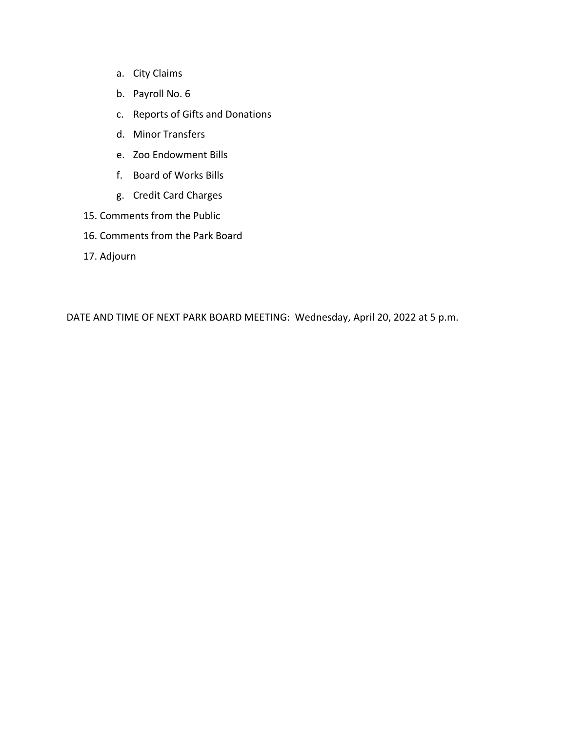a. City Claims

b. Payroll No. 6

c. Reports of Gifts and Donations

d. Minor Transfers

e. Zoo Endowment Bills

f. Board of Works Bills

g. Credit Card Charges

15. Comments from the Public

16. Comments from the Park Board

17. Adjourn

DATE AND TIME OF NEXT PARK BOARD MEETING: Wednesday, April 20, 2022 at 5 p.m.